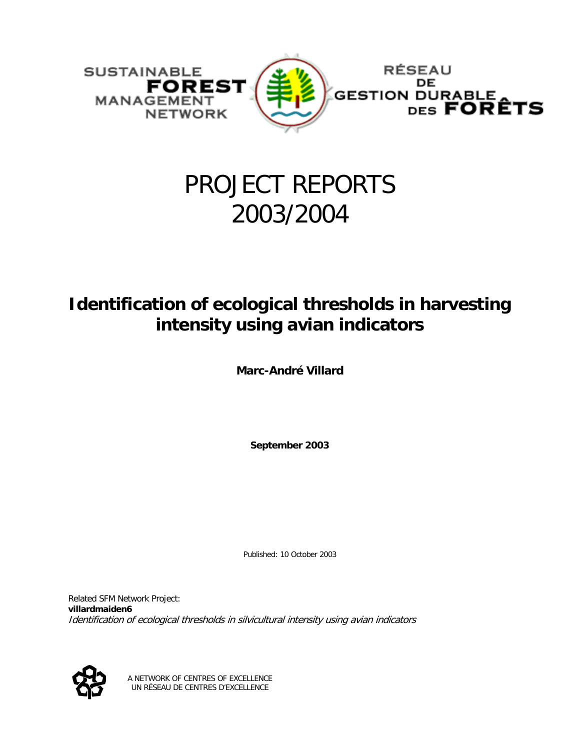SUSTAINABLE FOREST MANAGEMENT NETWORK

RÉSEAU DE GESTION DURABLE DES FORÊTS

# PROJECT REPORTS 2003/2004

## Identification of ecological thresholds in harvesting intensity using avian indicators

**Marc-André Villard**

**September 2003**

Published: 10 October 2003

Related SFM Network Project:
**villardmaiden6**
*Identification of ecological thresholds in silvicultural intensity using avian indicators*

A NETWORK OF CENTRES OF EXCELLENCE
UN RÉSEAU DE CENTRES D'EXCELLENCE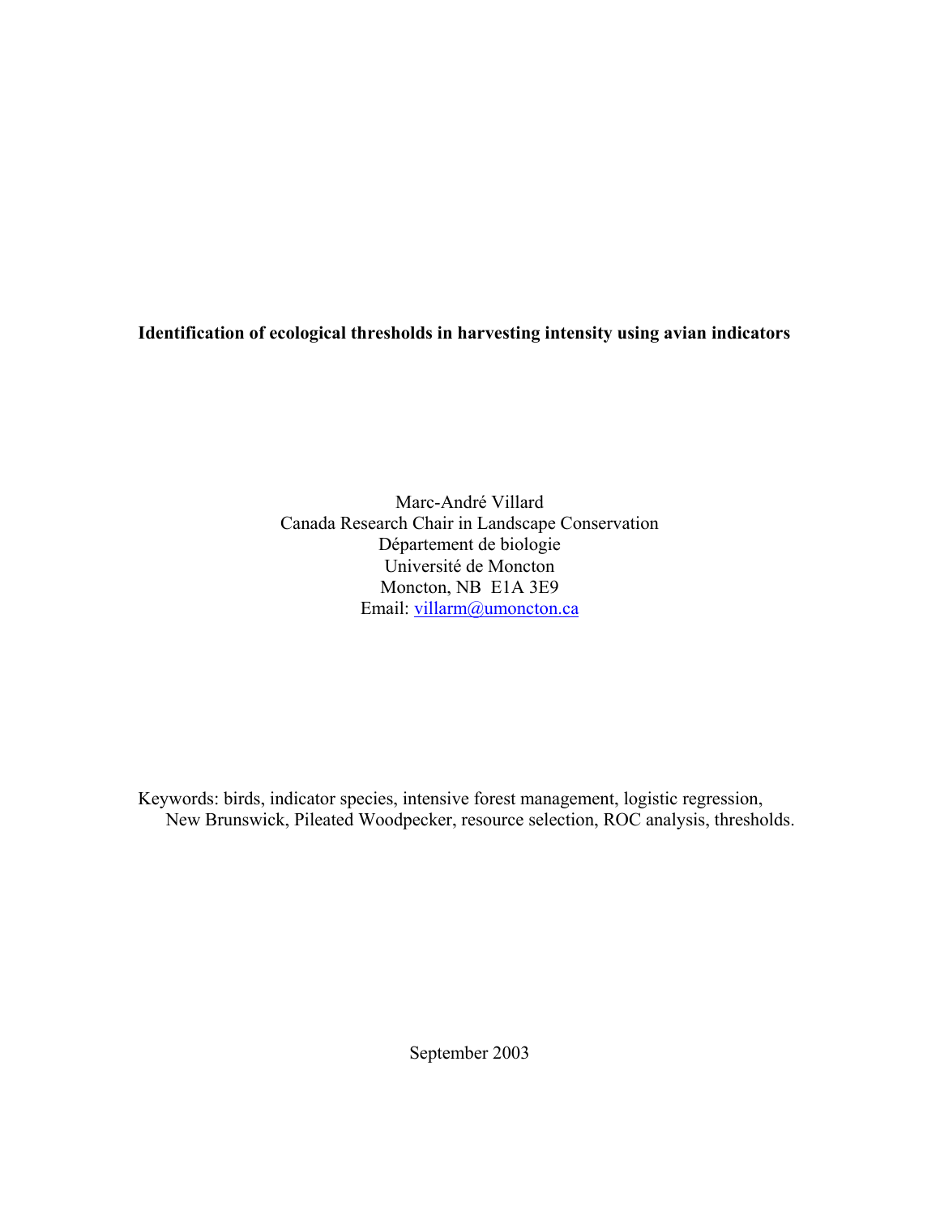**Identification of ecological thresholds in harvesting intensity using avian indicators**

Marc-André Villard
Canada Research Chair in Landscape Conservation
Département de biologie
Université de Moncton
Moncton, NB E1A 3E9
Email: villarm@umoncton.ca

Keywords: birds, indicator species, intensive forest management, logistic regression, New Brunswick, Pileated Woodpecker, resource selection, ROC analysis, thresholds.

September 2003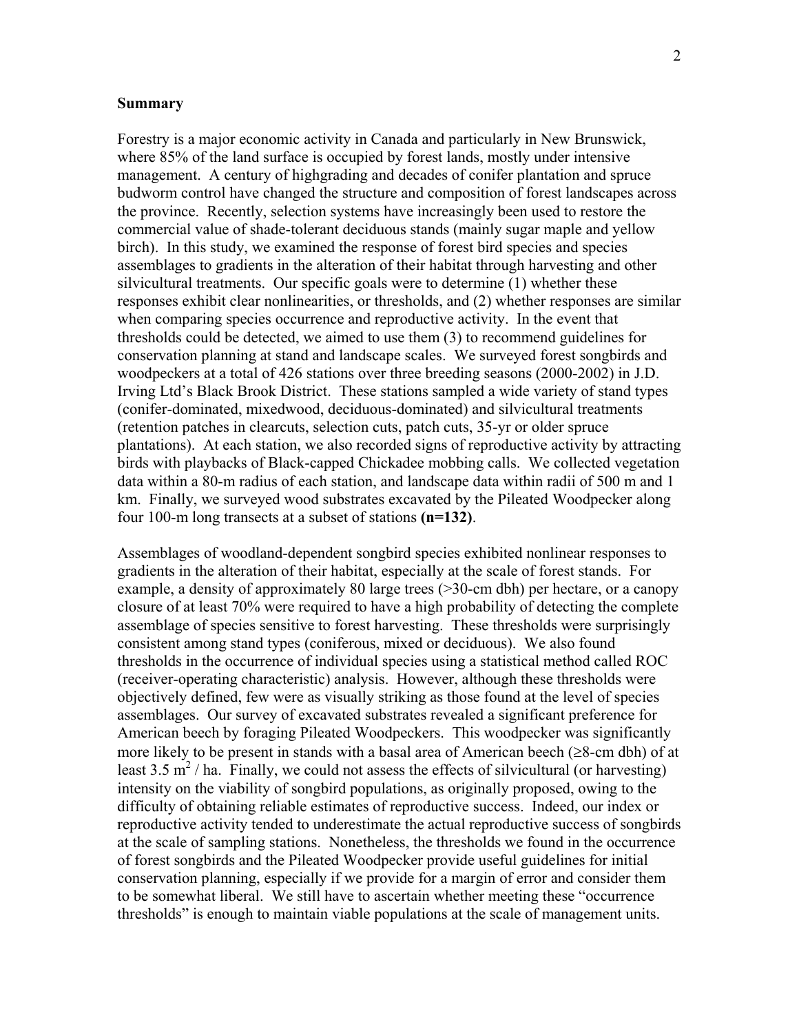## Summary

Forestry is a major economic activity in Canada and particularly in New Brunswick, where 85% of the land surface is occupied by forest lands, mostly under intensive management. A century of highgrading and decades of conifer plantation and spruce budworm control have changed the structure and composition of forest landscapes across the province. Recently, selection systems have increasingly been used to restore the commercial value of shade-tolerant deciduous stands (mainly sugar maple and yellow birch). In this study, we examined the response of forest bird species and species assemblages to gradients in the alteration of their habitat through harvesting and other silvicultural treatments. Our specific goals were to determine (1) whether these responses exhibit clear nonlinearities, or thresholds, and (2) whether responses are similar when comparing species occurrence and reproductive activity. In the event that thresholds could be detected, we aimed to use them (3) to recommend guidelines for conservation planning at stand and landscape scales. We surveyed forest songbirds and woodpeckers at a total of 426 stations over three breeding seasons (2000-2002) in J.D. Irving Ltd's Black Brook District. These stations sampled a wide variety of stand types (conifer-dominated, mixedwood, deciduous-dominated) and silvicultural treatments (retention patches in clearcuts, selection cuts, patch cuts, 35-yr or older spruce plantations). At each station, we also recorded signs of reproductive activity by attracting birds with playbacks of Black-capped Chickadee mobbing calls. We collected vegetation data within a 80-m radius of each station, and landscape data within radii of 500 m and 1 km. Finally, we surveyed wood substrates excavated by the Pileated Woodpecker along four 100-m long transects at a subset of stations **(n=132)**.

Assemblages of woodland-dependent songbird species exhibited nonlinear responses to gradients in the alteration of their habitat, especially at the scale of forest stands. For example, a density of approximately 80 large trees (>30-cm dbh) per hectare, or a canopy closure of at least 70% were required to have a high probability of detecting the complete assemblage of species sensitive to forest harvesting. These thresholds were surprisingly consistent among stand types (coniferous, mixed or deciduous). We also found thresholds in the occurrence of individual species using a statistical method called ROC (receiver-operating characteristic) analysis. However, although these thresholds were objectively defined, few were as visually striking as those found at the level of species assemblages. Our survey of excavated substrates revealed a significant preference for American beech by foraging Pileated Woodpeckers. This woodpecker was significantly more likely to be present in stands with a basal area of American beech (≥8-cm dbh) of at least 3.5 $m^2$ / ha. Finally, we could not assess the effects of silvicultural (or harvesting) intensity on the viability of songbird populations, as originally proposed, owing to the difficulty of obtaining reliable estimates of reproductive success. Indeed, our index or reproductive activity tended to underestimate the actual reproductive success of songbirds at the scale of sampling stations. Nonetheless, the thresholds we found in the occurrence of forest songbirds and the Pileated Woodpecker provide useful guidelines for initial conservation planning, especially if we provide for a margin of error and consider them to be somewhat liberal. We still have to ascertain whether meeting these "occurrence thresholds" is enough to maintain viable populations at the scale of management units.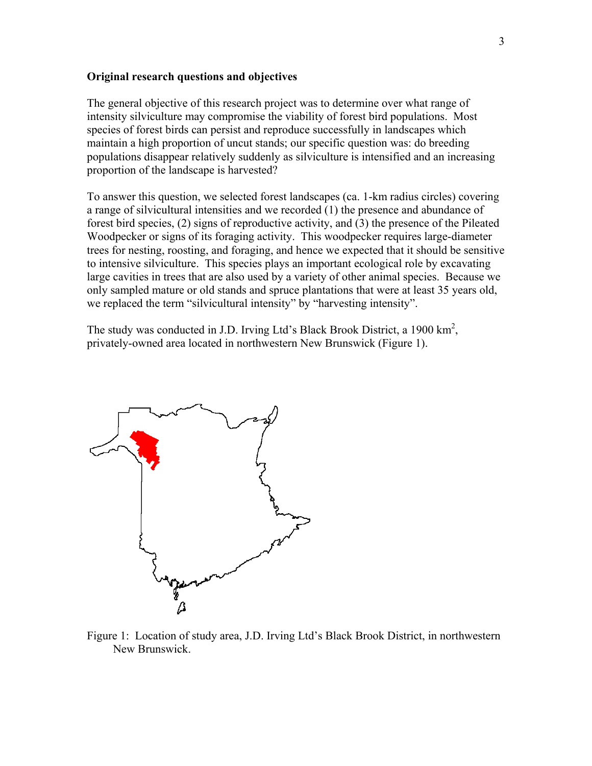**Original research questions and objectives**

The general objective of this research project was to determine over what range of intensity silviculture may compromise the viability of forest bird populations. Most species of forest birds can persist and reproduce successfully in landscapes which maintain a high proportion of uncut stands; our specific question was: do breeding populations disappear relatively suddenly as silviculture is intensified and an increasing proportion of the landscape is harvested?

To answer this question, we selected forest landscapes (ca. 1-km radius circles) covering a range of silvicultural intensities and we recorded (1) the presence and abundance of forest bird species, (2) signs of reproductive activity, and (3) the presence of the Pileated Woodpecker or signs of its foraging activity. This woodpecker requires large-diameter trees for nesting, roosting, and foraging, and hence we expected that it should be sensitive to intensive silviculture. This species plays an important ecological role by excavating large cavities in trees that are also used by a variety of other animal species. Because we only sampled mature or old stands and spruce plantations that were at least 35 years old, we replaced the term "silvicultural intensity" by "harvesting intensity".

The study was conducted in J.D. Irving Ltd's Black Brook District, a 1900 km$^2$, privately-owned area located in northwestern New Brunswick (Figure 1).

Figure 1: Location of study area, J.D. Irving Ltd's Black Brook District, in northwestern New Brunswick.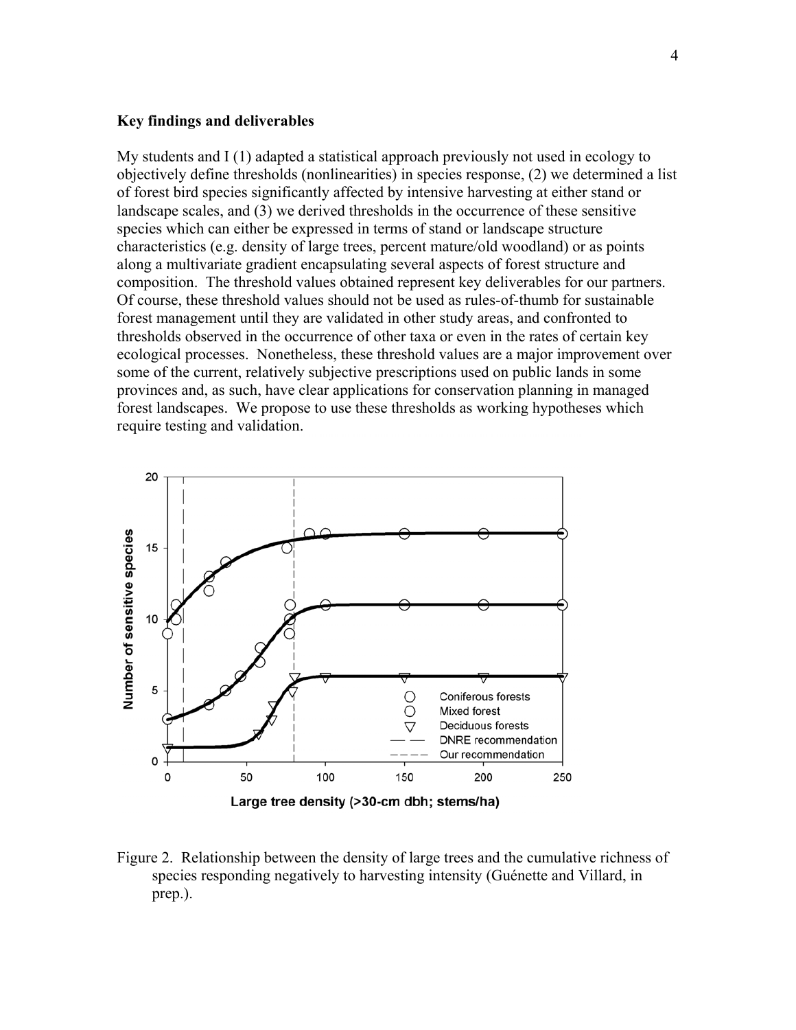**Key findings and deliverables**

My students and I (1) adapted a statistical approach previously not used in ecology to objectively define thresholds (nonlinearities) in species response, (2) we determined a list of forest bird species significantly affected by intensive harvesting at either stand or landscape scales, and (3) we derived thresholds in the occurrence of these sensitive species which can either be expressed in terms of stand or landscape structure characteristics (e.g. density of large trees, percent mature/old woodland) or as points along a multivariate gradient encapsulating several aspects of forest structure and composition. The threshold values obtained represent key deliverables for our partners. Of course, these threshold values should not be used as rules-of-thumb for sustainable forest management until they are validated in other study areas, and confronted to thresholds observed in the occurrence of other taxa or even in the rates of certain key ecological processes. Nonetheless, these threshold values are a major improvement over some of the current, relatively subjective prescriptions used on public lands in some provinces and, as such, have clear applications for conservation planning in managed forest landscapes. We propose to use these thresholds as working hypotheses which require testing and validation.

Figure 2. Relationship between the density of large trees and the cumulative richness of species responding negatively to harvesting intensity (Guénette and Villard, in prep.).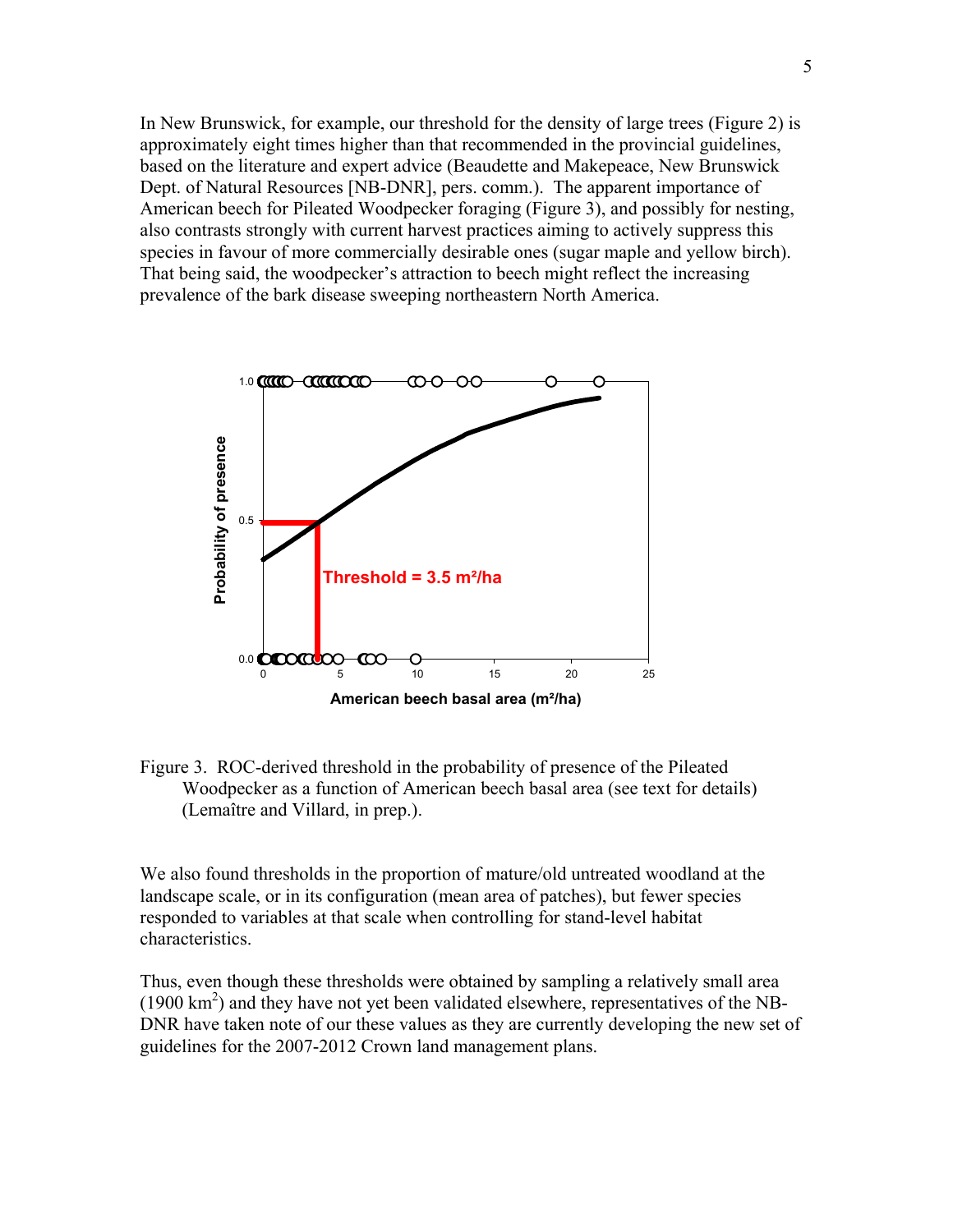In New Brunswick, for example, our threshold for the density of large trees (Figure 2) is approximately eight times higher than that recommended in the provincial guidelines, based on the literature and expert advice (Beaudette and Makepeace, New Brunswick Dept. of Natural Resources [NB-DNR], pers. comm.). The apparent importance of American beech for Pileated Woodpecker foraging (Figure 3), and possibly for nesting, also contrasts strongly with current harvest practices aiming to actively suppress this species in favour of more commercially desirable ones (sugar maple and yellow birch). That being said, the woodpecker's attraction to beech might reflect the increasing prevalence of the bark disease sweeping northeastern North America.

Figure 3. ROC-derived threshold in the probability of presence of the Pileated Woodpecker as a function of American beech basal area (see text for details) (Lemaître and Villard, in prep.).

We also found thresholds in the proportion of mature/old untreated woodland at the landscape scale, or in its configuration (mean area of patches), but fewer species responded to variables at that scale when controlling for stand-level habitat characteristics.

Thus, even though these thresholds were obtained by sampling a relatively small area (1900 km$^2$) and they have not yet been validated elsewhere, representatives of the NB-DNR have taken note of our these values as they are currently developing the new set of guidelines for the 2007-2012 Crown land management plans.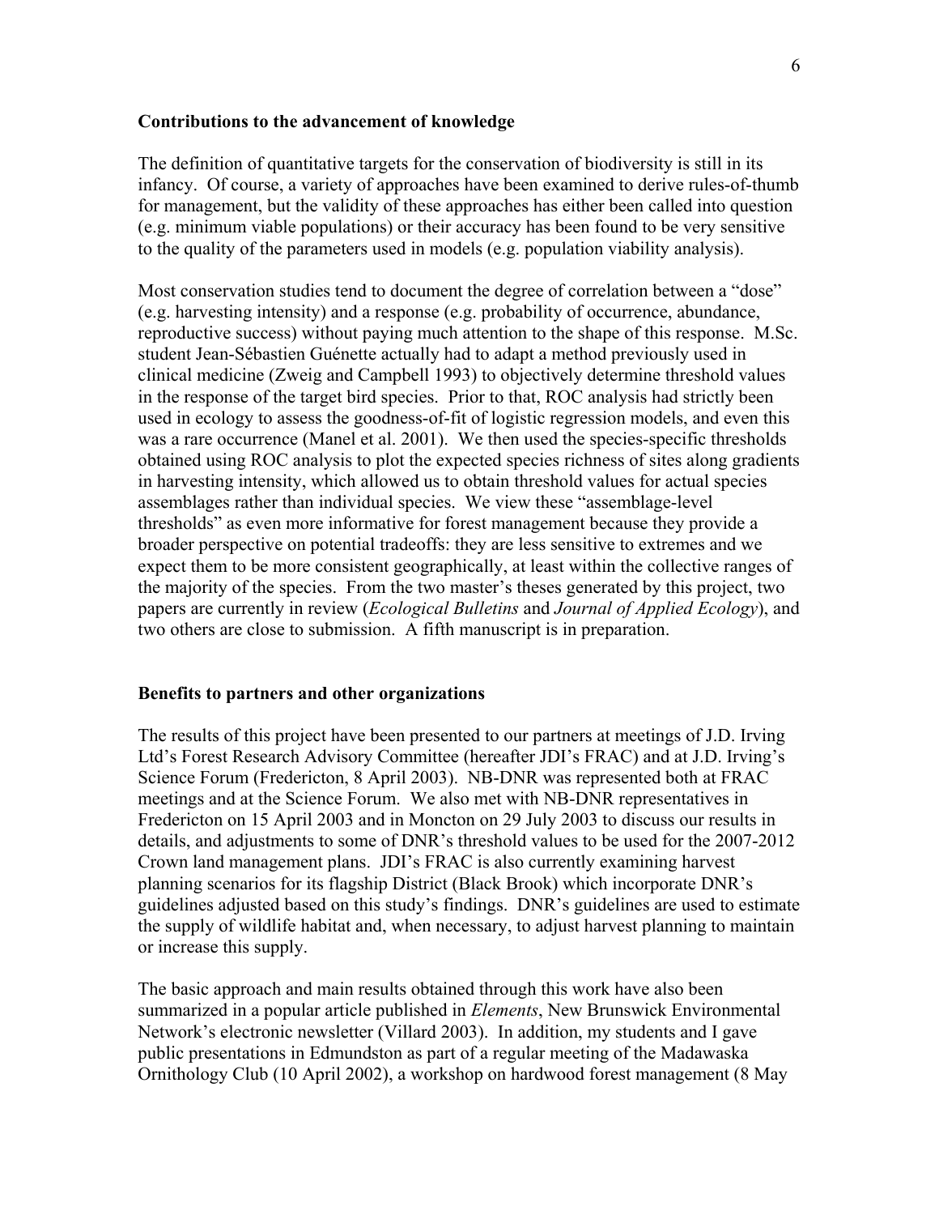**Contributions to the advancement of knowledge**

The definition of quantitative targets for the conservation of biodiversity is still in its infancy. Of course, a variety of approaches have been examined to derive rules-of-thumb for management, but the validity of these approaches has either been called into question (e.g. minimum viable populations) or their accuracy has been found to be very sensitive to the quality of the parameters used in models (e.g. population viability analysis).

Most conservation studies tend to document the degree of correlation between a "dose" (e.g. harvesting intensity) and a response (e.g. probability of occurrence, abundance, reproductive success) without paying much attention to the shape of this response. M.Sc. student Jean-Sébastien Guénette actually had to adapt a method previously used in clinical medicine (Zweig and Campbell 1993) to objectively determine threshold values in the response of the target bird species. Prior to that, ROC analysis had strictly been used in ecology to assess the goodness-of-fit of logistic regression models, and even this was a rare occurrence (Manel et al. 2001). We then used the species-specific thresholds obtained using ROC analysis to plot the expected species richness of sites along gradients in harvesting intensity, which allowed us to obtain threshold values for actual species assemblages rather than individual species. We view these "assemblage-level thresholds" as even more informative for forest management because they provide a broader perspective on potential tradeoffs: they are less sensitive to extremes and we expect them to be more consistent geographically, at least within the collective ranges of the majority of the species. From the two master's theses generated by this project, two papers are currently in review (*Ecological Bulletins* and *Journal of Applied Ecology*), and two others are close to submission. A fifth manuscript is in preparation.

**Benefits to partners and other organizations**

The results of this project have been presented to our partners at meetings of J.D. Irving Ltd's Forest Research Advisory Committee (hereafter JDI's FRAC) and at J.D. Irving's Science Forum (Fredericton, 8 April 2003). NB-DNR was represented both at FRAC meetings and at the Science Forum. We also met with NB-DNR representatives in Fredericton on 15 April 2003 and in Moncton on 29 July 2003 to discuss our results in details, and adjustments to some of DNR's threshold values to be used for the 2007-2012 Crown land management plans. JDI's FRAC is also currently examining harvest planning scenarios for its flagship District (Black Brook) which incorporate DNR's guidelines adjusted based on this study's findings. DNR's guidelines are used to estimate the supply of wildlife habitat and, when necessary, to adjust harvest planning to maintain or increase this supply.

The basic approach and main results obtained through this work have also been summarized in a popular article published in *Elements*, New Brunswick Environmental Network's electronic newsletter (Villard 2003). In addition, my students and I gave public presentations in Edmundston as part of a regular meeting of the Madawaska Ornithology Club (10 April 2002), a workshop on hardwood forest management (8 May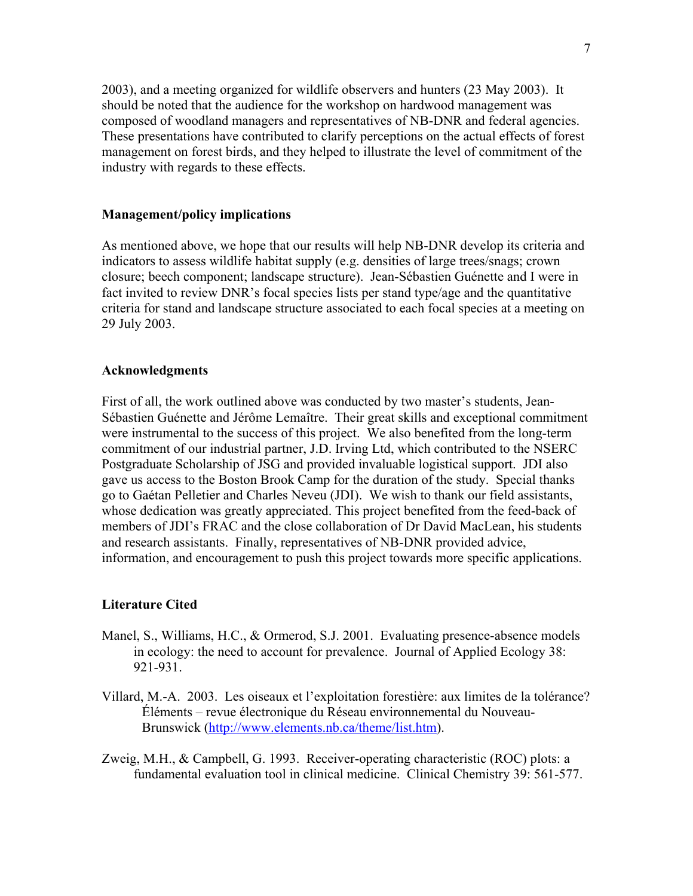2003), and a meeting organized for wildlife observers and hunters (23 May 2003). It should be noted that the audience for the workshop on hardwood management was composed of woodland managers and representatives of NB-DNR and federal agencies. These presentations have contributed to clarify perceptions on the actual effects of forest management on forest birds, and they helped to illustrate the level of commitment of the industry with regards to these effects.

### Management/policy implications

As mentioned above, we hope that our results will help NB-DNR develop its criteria and indicators to assess wildlife habitat supply (e.g. densities of large trees/snags; crown closure; beech component; landscape structure). Jean-Sébastien Guénette and I were in fact invited to review DNR's focal species lists per stand type/age and the quantitative criteria for stand and landscape structure associated to each focal species at a meeting on 29 July 2003.

### Acknowledgments

First of all, the work outlined above was conducted by two master's students, Jean-Sébastien Guénette and Jérôme Lemaître. Their great skills and exceptional commitment were instrumental to the success of this project. We also benefited from the long-term commitment of our industrial partner, J.D. Irving Ltd, which contributed to the NSERC Postgraduate Scholarship of JSG and provided invaluable logistical support. JDI also gave us access to the Boston Brook Camp for the duration of the study. Special thanks go to Gaétan Pelletier and Charles Neveu (JDI). We wish to thank our field assistants, whose dedication was greatly appreciated. This project benefited from the feed-back of members of JDI's FRAC and the close collaboration of Dr David MacLean, his students and research assistants. Finally, representatives of NB-DNR provided advice, information, and encouragement to push this project towards more specific applications.

### Literature Cited

Manel, S., Williams, H.C., & Ormerod, S.J. 2001. Evaluating presence-absence models in ecology: the need to account for prevalence. Journal of Applied Ecology 38: 921-931.

Villard, M.-A. 2003. Les oiseaux et l'exploitation forestière: aux limites de la tolérance? Éléments – revue électronique du Réseau environnemental du Nouveau-Brunswick (http://www.elements.nb.ca/theme/list.htm).

Zweig, M.H., & Campbell, G. 1993. Receiver-operating characteristic (ROC) plots: a fundamental evaluation tool in clinical medicine. Clinical Chemistry 39: 561-577.